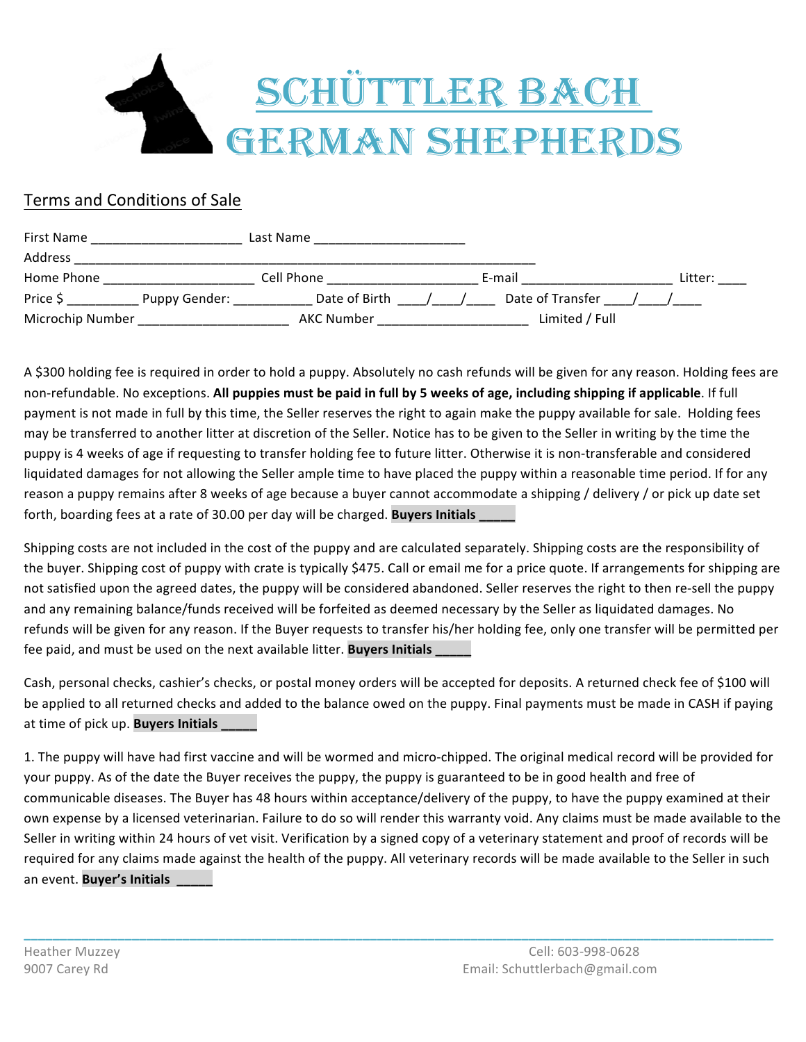# SCHÜTTLER BACH GERMAN SHEPHERDS

## Terms and Conditions of Sale

First Name ____________________ Last Name ____________________
Address ______________________________________________________________
Home Phone ____________________ Cell Phone ____________________ E-mail ____________________ Litter: ____
Price $ __________ Puppy Gender: ___________ Date of Birth ____/____/____ Date of Transfer ____/____/____
Microchip Number ____________________ AKC Number ____________________ Limited / Full

A $300 holding fee is required in order to hold a puppy. Absolutely no cash refunds will be given for any reason. Holding fees are non-refundable. No exceptions. **All puppies must be paid in full by 5 weeks of age, including shipping if applicable**. If full payment is not made in full by this time, the Seller reserves the right to again make the puppy available for sale. Holding fees may be transferred to another litter at discretion of the Seller. Notice has to be given to the Seller in writing by the time the puppy is 4 weeks of age if requesting to transfer holding fee to future litter. Otherwise it is non-transferable and considered liquidated damages for not allowing the Seller ample time to have placed the puppy within a reasonable time period. If for any reason a puppy remains after 8 weeks of age because a buyer cannot accommodate a shipping / delivery / or pick up date set forth, boarding fees at a rate of 30.00 per day will be charged. **Buyers Initials _____**

Shipping costs are not included in the cost of the puppy and are calculated separately. Shipping costs are the responsibility of the buyer. Shipping cost of puppy with crate is typically $475. Call or email me for a price quote. If arrangements for shipping are not satisfied upon the agreed dates, the puppy will be considered abandoned. Seller reserves the right to then re-sell the puppy and any remaining balance/funds received will be forfeited as deemed necessary by the Seller as liquidated damages. No refunds will be given for any reason. If the Buyer requests to transfer his/her holding fee, only one transfer will be permitted per fee paid, and must be used on the next available litter. **Buyers Initials _____**

Cash, personal checks, cashier's checks, or postal money orders will be accepted for deposits. A returned check fee of $100 will be applied to all returned checks and added to the balance owed on the puppy. Final payments must be made in CASH if paying at time of pick up. **Buyers Initials _____**

1. The puppy will have had first vaccine and will be wormed and micro-chipped. The original medical record will be provided for your puppy. As of the date the Buyer receives the puppy, the puppy is guaranteed to be in good health and free of communicable diseases. The Buyer has 48 hours within acceptance/delivery of the puppy, to have the puppy examined at their own expense by a licensed veterinarian. Failure to do so will render this warranty void. Any claims must be made available to the Seller in writing within 24 hours of vet visit. Verification by a signed copy of a veterinary statement and proof of records will be required for any claims made against the health of the puppy. All veterinary records will be made available to the Seller in such an event. **Buyer's Initials _____**

Heather Muzzey
9007 Carey Rd

Cell: 603-998-0628
Email: Schuttlerbach@gmail.com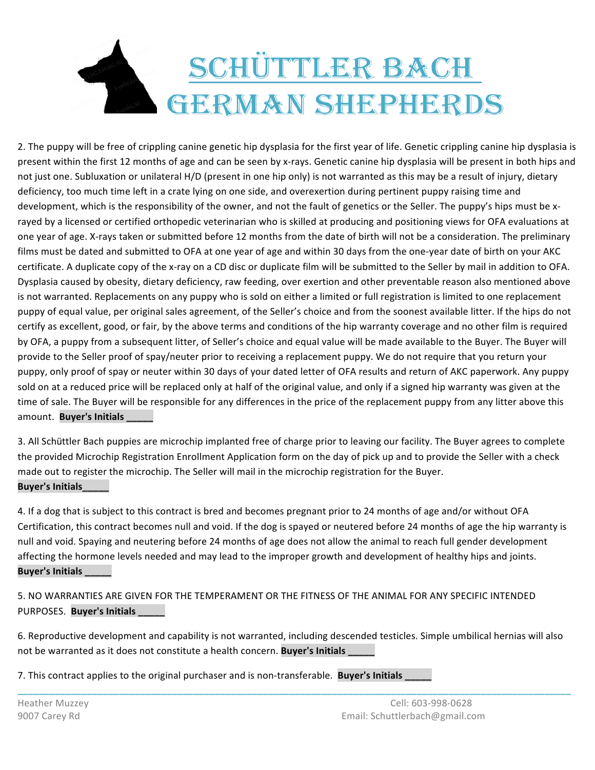# SCHÜTTLER BACH GERMAN SHEPHERDS

2. The puppy will be free of crippling canine genetic hip dysplasia for the first year of life. Genetic crippling canine hip dysplasia is present within the first 12 months of age and can be seen by x-rays. Genetic canine hip dysplasia will be present in both hips and not just one. Subluxation or unilateral H/D (present in one hip only) is not warranted as this may be a result of injury, dietary deficiency, too much time left in a crate lying on one side, and overexertion during pertinent puppy raising time and development, which is the responsibility of the owner, and not the fault of genetics or the Seller. The puppy's hips must be x-rayed by a licensed or certified orthopedic veterinarian who is skilled at producing and positioning views for OFA evaluations at one year of age. X-rays taken or submitted before 12 months from the date of birth will not be a consideration. The preliminary films must be dated and submitted to OFA at one year of age and within 30 days from the one-year date of birth on your AKC certificate. A duplicate copy of the x-ray on a CD disc or duplicate film will be submitted to the Seller by mail in addition to OFA. Dysplasia caused by obesity, dietary deficiency, raw feeding, over exertion and other preventable reason also mentioned above is not warranted. Replacements on any puppy who is sold on either a limited or full registration is limited to one replacement puppy of equal value, per original sales agreement, of the Seller's choice and from the soonest available litter. If the hips do not certify as excellent, good, or fair, by the above terms and conditions of the hip warranty coverage and no other film is required by OFA, a puppy from a subsequent litter, of Seller's choice and equal value will be made available to the Buyer. The Buyer will provide to the Seller proof of spay/neuter prior to receiving a replacement puppy. We do not require that you return your puppy, only proof of spay or neuter within 30 days of your dated letter of OFA results and return of AKC paperwork. Any puppy sold on at a reduced price will be replaced only at half of the original value, and only if a signed hip warranty was given at the time of sale. The Buyer will be responsible for any differences in the price of the replacement puppy from any litter above this amount. **Buyer's Initials _____**

3. All Schüttler Bach puppies are microchip implanted free of charge prior to leaving our facility. The Buyer agrees to complete the provided Microchip Registration Enrollment Application form on the day of pick up and to provide the Seller with a check made out to register the microchip. The Seller will mail in the microchip registration for the Buyer.
**Buyer's Initials_____**

4. If a dog that is subject to this contract is bred and becomes pregnant prior to 24 months of age and/or without OFA Certification, this contract becomes null and void. If the dog is spayed or neutered before 24 months of age the hip warranty is null and void. Spaying and neutering before 24 months of age does not allow the animal to reach full gender development affecting the hormone levels needed and may lead to the improper growth and development of healthy hips and joints.
**Buyer's Initials _____**

5. NO WARRANTIES ARE GIVEN FOR THE TEMPERAMENT OR THE FITNESS OF THE ANIMAL FOR ANY SPECIFIC INTENDED PURPOSES. **Buyer's Initials _____**

6. Reproductive development and capability is not warranted, including descended testicles. Simple umbilical hernias will also not be warranted as it does not constitute a health concern. **Buyer's Initials _____**

7. This contract applies to the original purchaser and is non-transferable. **Buyer's Initials _____**

Heather Muzzey
9007 Carey Rd

Cell: 603-998-0628
Email: Schuttlerbach@gmail.com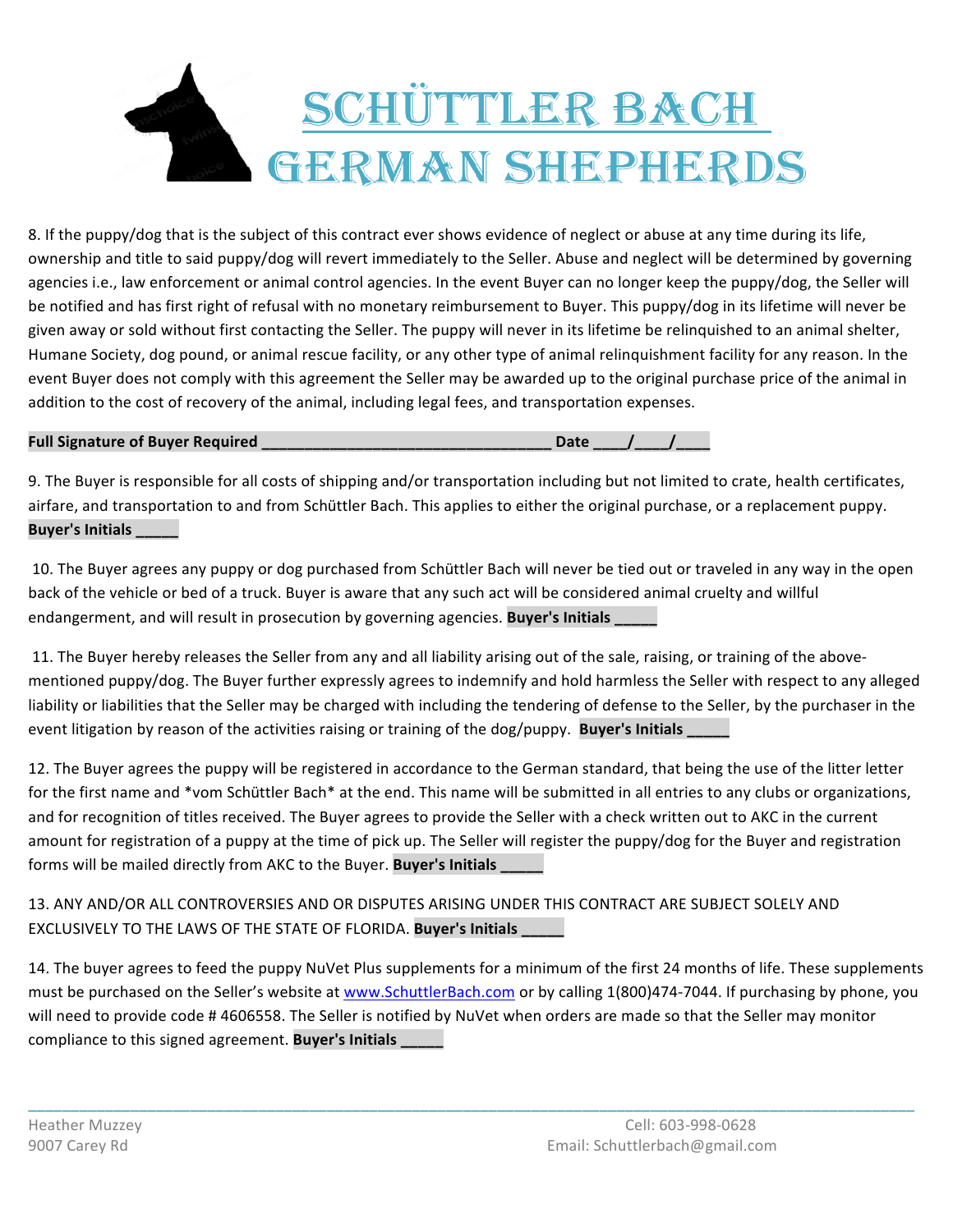# SCHÜTTLER BACH GERMAN SHEPHERDS

8. If the puppy/dog that is the subject of this contract ever shows evidence of neglect or abuse at any time during its life, ownership and title to said puppy/dog will revert immediately to the Seller. Abuse and neglect will be determined by governing agencies i.e., law enforcement or animal control agencies. In the event Buyer can no longer keep the puppy/dog, the Seller will be notified and has first right of refusal with no monetary reimbursement to Buyer. This puppy/dog in its lifetime will never be given away or sold without first contacting the Seller. The puppy will never in its lifetime be relinquished to an animal shelter, Humane Society, dog pound, or animal rescue facility, or any other type of animal relinquishment facility for any reason. In the event Buyer does not comply with this agreement the Seller may be awarded up to the original purchase price of the animal in addition to the cost of recovery of the animal, including legal fees, and transportation expenses.

**Full Signature of Buyer Required ___________________________________ Date ____/____/____**

9. The Buyer is responsible for all costs of shipping and/or transportation including but not limited to crate, health certificates, airfare, and transportation to and from Schüttler Bach. This applies to either the original purchase, or a replacement puppy. **Buyer's Initials _____**

10. The Buyer agrees any puppy or dog purchased from Schüttler Bach will never be tied out or traveled in any way in the open back of the vehicle or bed of a truck. Buyer is aware that any such act will be considered animal cruelty and willful endangerment, and will result in prosecution by governing agencies. **Buyer's Initials _____**

11. The Buyer hereby releases the Seller from any and all liability arising out of the sale, raising, or training of the above-mentioned puppy/dog. The Buyer further expressly agrees to indemnify and hold harmless the Seller with respect to any alleged liability or liabilities that the Seller may be charged with including the tendering of defense to the Seller, by the purchaser in the event litigation by reason of the activities raising or training of the dog/puppy. **Buyer's Initials _____**

12. The Buyer agrees the puppy will be registered in accordance to the German standard, that being the use of the litter letter for the first name and *vom Schüttler Bach* at the end. This name will be submitted in all entries to any clubs or organizations, and for recognition of titles received. The Buyer agrees to provide the Seller with a check written out to AKC in the current amount for registration of a puppy at the time of pick up. The Seller will register the puppy/dog for the Buyer and registration forms will be mailed directly from AKC to the Buyer. **Buyer's Initials _____**

13. ANY AND/OR ALL CONTROVERSIES AND OR DISPUTES ARISING UNDER THIS CONTRACT ARE SUBJECT SOLELY AND EXCLUSIVELY TO THE LAWS OF THE STATE OF FLORIDA. **Buyer's Initials _____**

14. The buyer agrees to feed the puppy NuVet Plus supplements for a minimum of the first 24 months of life. These supplements must be purchased on the Seller's website at www.SchuttlerBach.com or by calling 1(800)474-7044. If purchasing by phone, you will need to provide code # 4606558. The Seller is notified by NuVet when orders are made so that the Seller may monitor compliance to this signed agreement. **Buyer's Initials _____**

Heather Muzzey
9007 Carey Rd

Cell: 603-998-0628
Email: Schuttlerbach@gmail.com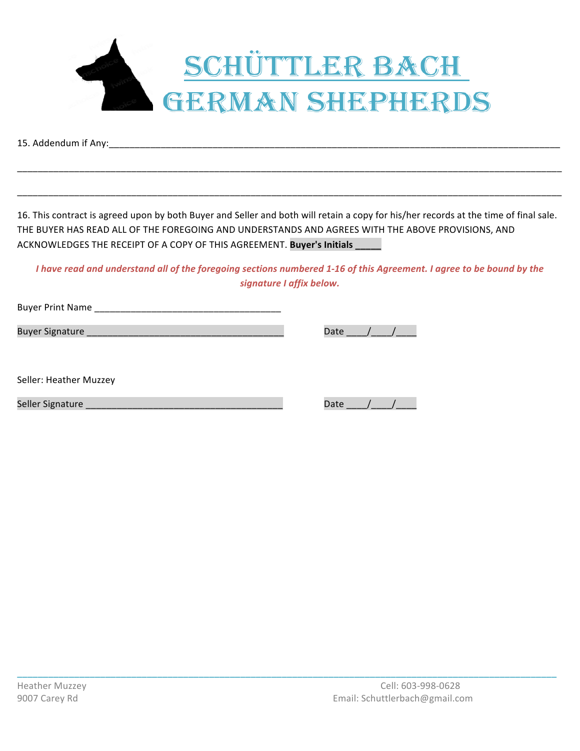# SCHÜTTLER BACH GERMAN SHEPHERDS

15. Addendum if Any:___________________________________________________________________________________________

_______________________________________________________________________________________________________________

_______________________________________________________________________________________________________________

16. This contract is agreed upon by both Buyer and Seller and both will retain a copy for his/her records at the time of final sale. THE BUYER HAS READ ALL OF THE FOREGOING AND UNDERSTANDS AND AGREES WITH THE ABOVE PROVISIONS, AND ACKNOWLEDGES THE RECEIPT OF A COPY OF THIS AGREEMENT. **Buyer's Initials _____**

***I have read and understand all of the foregoing sections numbered 1-16 of this Agreement. I agree to be bound by the signature I affix below.***

Buyer Print Name ____________________________________

Buyer Signature ________________________________________ Date ____/____/____

Seller: Heather Muzzey

Seller Signature ______________________________________ Date ____/____/____

Heather Muzzey
9007 Carey Rd

Cell: 603-998-0628
Email: Schuttlerbach@gmail.com